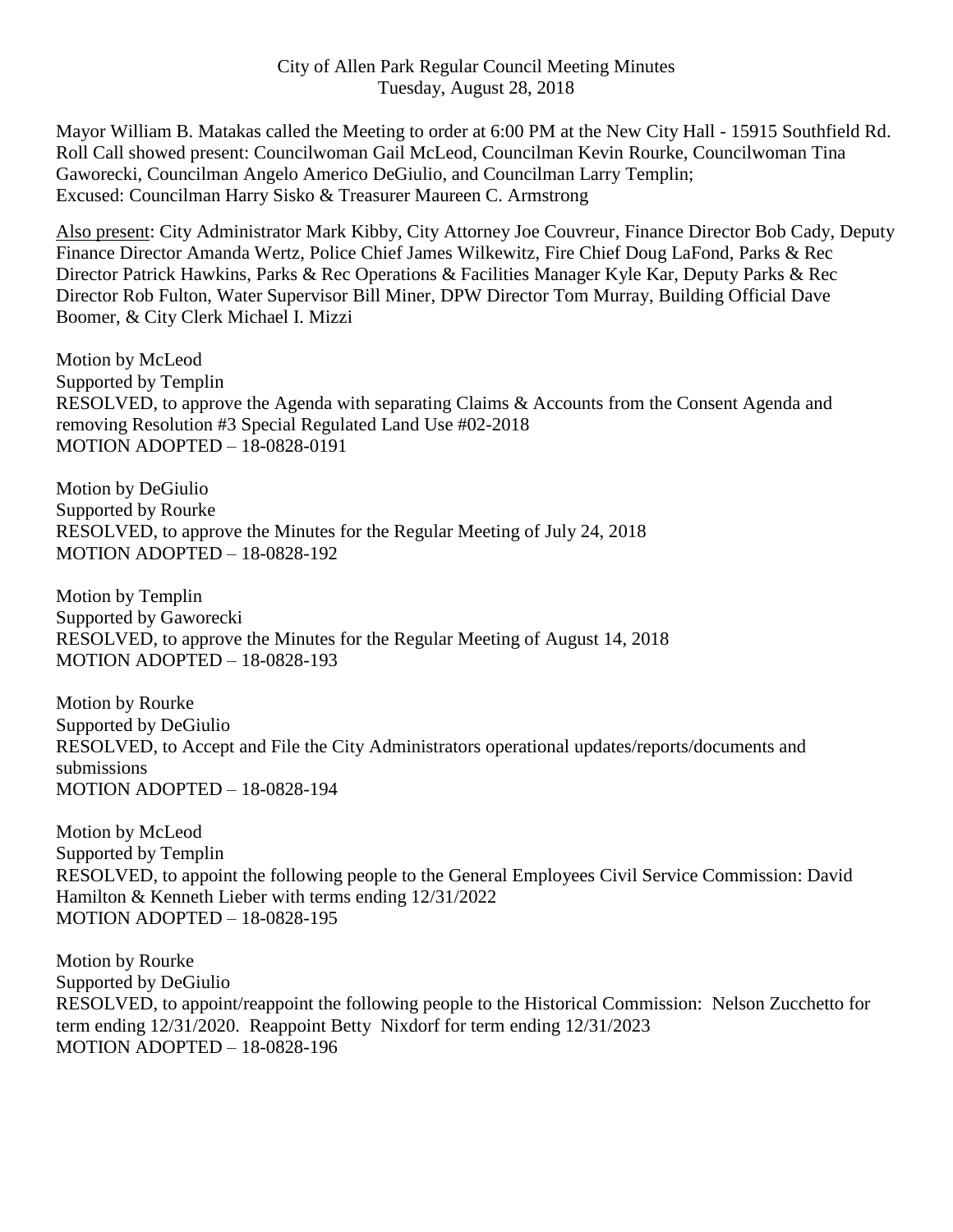City of Allen Park Regular Council Meeting Minutes
Tuesday, August 28, 2018

Mayor William B. Matakas called the Meeting to order at 6:00 PM at the New City Hall - 15915 Southfield Rd. Roll Call showed present: Councilwoman Gail McLeod, Councilman Kevin Rourke, Councilwoman Tina Gaworecki, Councilman Angelo Americo DeGiulio, and Councilman Larry Templin;
Excused: Councilman Harry Sisko & Treasurer Maureen C. Armstrong

Also present: City Administrator Mark Kibby, City Attorney Joe Couvreur, Finance Director Bob Cady, Deputy Finance Director Amanda Wertz, Police Chief James Wilkewitz, Fire Chief Doug LaFond, Parks & Rec Director Patrick Hawkins, Parks & Rec Operations & Facilities Manager Kyle Kar, Deputy Parks & Rec Director Rob Fulton, Water Supervisor Bill Miner, DPW Director Tom Murray, Building Official Dave Boomer, & City Clerk Michael I. Mizzi

Motion by McLeod
Supported by Templin
RESOLVED, to approve the Agenda with separating Claims & Accounts from the Consent Agenda and removing Resolution #3 Special Regulated Land Use #02-2018
MOTION ADOPTED – 18-0828-0191

Motion by DeGiulio
Supported by Rourke
RESOLVED, to approve the Minutes for the Regular Meeting of July 24, 2018
MOTION ADOPTED – 18-0828-192

Motion by Templin
Supported by Gaworecki
RESOLVED, to approve the Minutes for the Regular Meeting of August 14, 2018
MOTION ADOPTED – 18-0828-193

Motion by Rourke
Supported by DeGiulio
RESOLVED, to Accept and File the City Administrators operational updates/reports/documents and submissions
MOTION ADOPTED – 18-0828-194

Motion by McLeod
Supported by Templin
RESOLVED, to appoint the following people to the General Employees Civil Service Commission: David Hamilton & Kenneth Lieber with terms ending 12/31/2022
MOTION ADOPTED – 18-0828-195

Motion by Rourke
Supported by DeGiulio
RESOLVED, to appoint/reappoint the following people to the Historical Commission: Nelson Zucchetto for term ending 12/31/2020. Reappoint Betty Nixdorf for term ending 12/31/2023
MOTION ADOPTED – 18-0828-196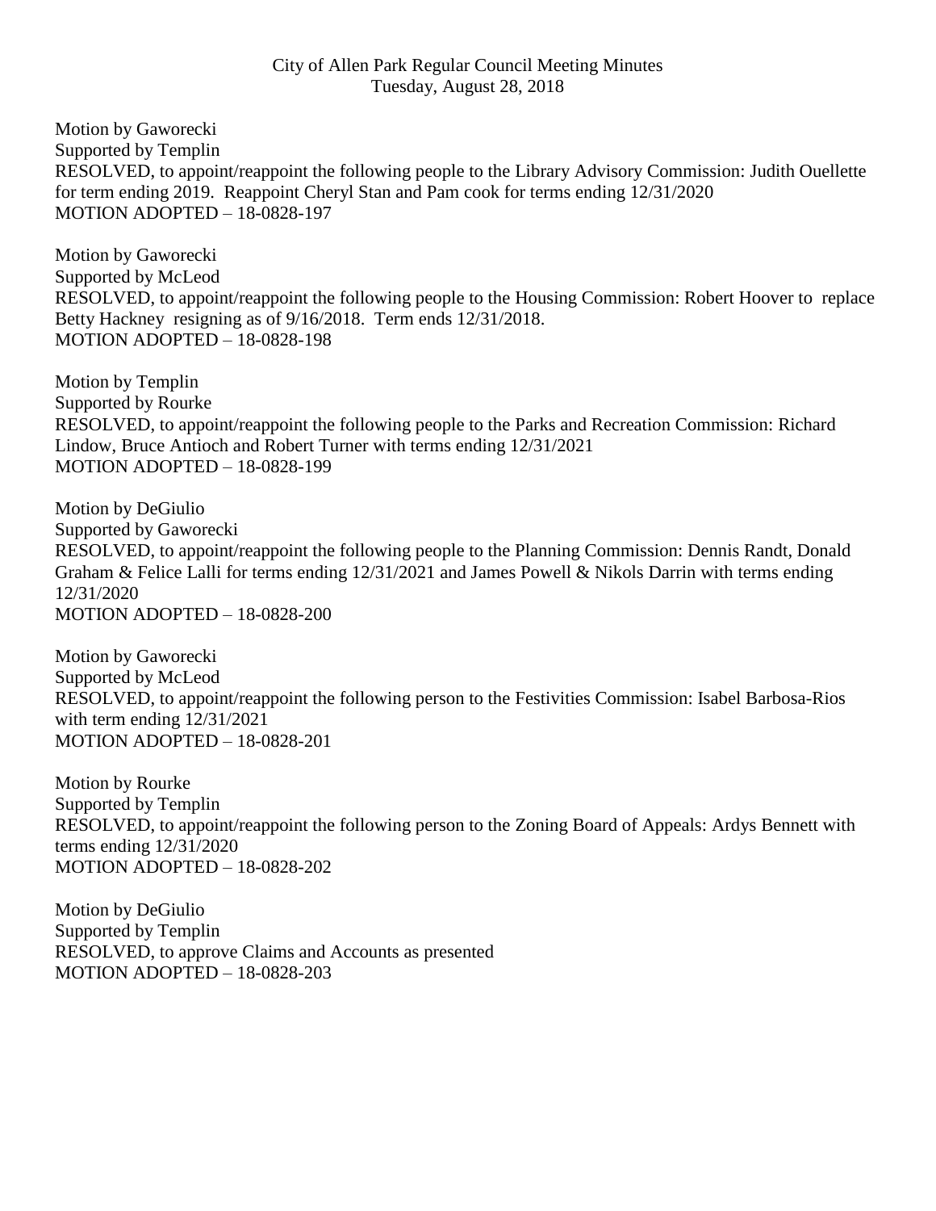City of Allen Park Regular Council Meeting Minutes
Tuesday, August 28, 2018

Motion by Gaworecki
Supported by Templin
RESOLVED, to appoint/reappoint the following people to the Library Advisory Commission: Judith Ouellette for term ending 2019. Reappoint Cheryl Stan and Pam cook for terms ending 12/31/2020
MOTION ADOPTED – 18-0828-197

Motion by Gaworecki
Supported by McLeod
RESOLVED, to appoint/reappoint the following people to the Housing Commission: Robert Hoover to replace Betty Hackney resigning as of 9/16/2018. Term ends 12/31/2018.
MOTION ADOPTED – 18-0828-198

Motion by Templin
Supported by Rourke
RESOLVED, to appoint/reappoint the following people to the Parks and Recreation Commission: Richard Lindow, Bruce Antioch and Robert Turner with terms ending 12/31/2021
MOTION ADOPTED – 18-0828-199

Motion by DeGiulio
Supported by Gaworecki
RESOLVED, to appoint/reappoint the following people to the Planning Commission: Dennis Randt, Donald Graham & Felice Lalli for terms ending 12/31/2021 and James Powell & Nikols Darrin with terms ending 12/31/2020
MOTION ADOPTED – 18-0828-200

Motion by Gaworecki
Supported by McLeod
RESOLVED, to appoint/reappoint the following person to the Festivities Commission: Isabel Barbosa-Rios with term ending 12/31/2021
MOTION ADOPTED – 18-0828-201

Motion by Rourke
Supported by Templin
RESOLVED, to appoint/reappoint the following person to the Zoning Board of Appeals: Ardys Bennett with terms ending 12/31/2020
MOTION ADOPTED – 18-0828-202

Motion by DeGiulio
Supported by Templin
RESOLVED, to approve Claims and Accounts as presented
MOTION ADOPTED – 18-0828-203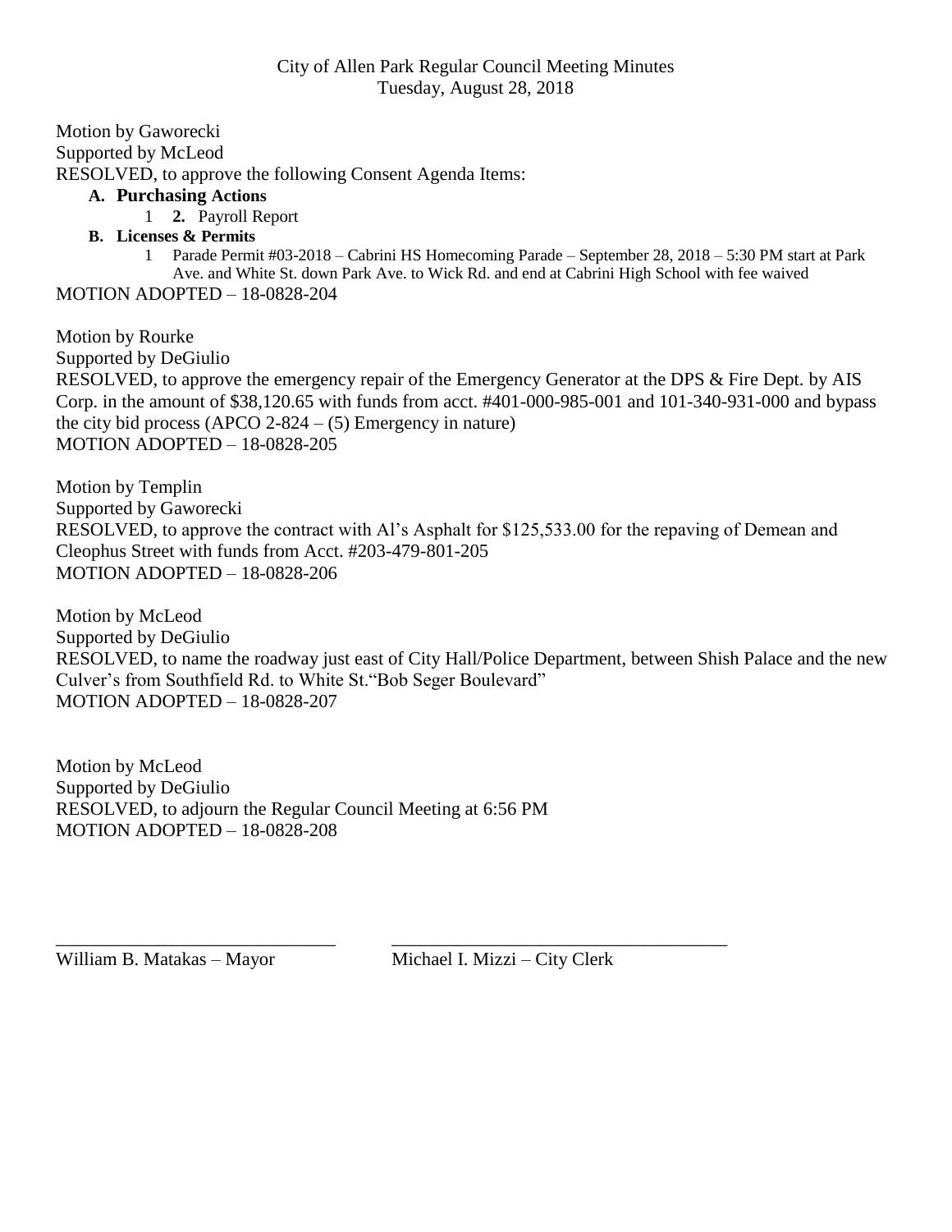City of Allen Park Regular Council Meeting Minutes
Tuesday, August 28, 2018

Motion by Gaworecki
Supported by McLeod
RESOLVED, to approve the following Consent Agenda Items:

- **A. Purchasing Actions**
  1 **2.** Payroll Report
- **B. Licenses & Permits**
  1 Parade Permit #03-2018 – Cabrini HS Homecoming Parade – September 28, 2018 – 5:30 PM start at Park Ave. and White St. down Park Ave. to Wick Rd. and end at Cabrini High School with fee waived

MOTION ADOPTED – 18-0828-204

Motion by Rourke
Supported by DeGiulio
RESOLVED, to approve the emergency repair of the Emergency Generator at the DPS & Fire Dept. by AIS Corp. in the amount of $38,120.65 with funds from acct. #401-000-985-001 and 101-340-931-000 and bypass the city bid process (APCO 2-824 – (5) Emergency in nature)
MOTION ADOPTED – 18-0828-205

Motion by Templin
Supported by Gaworecki
RESOLVED, to approve the contract with Al's Asphalt for $125,533.00 for the repaving of Demean and Cleophus Street with funds from Acct. #203-479-801-205
MOTION ADOPTED – 18-0828-206

Motion by McLeod
Supported by DeGiulio
RESOLVED, to name the roadway just east of City Hall/Police Department, between Shish Palace and the new Culver's from Southfield Rd. to White St."Bob Seger Boulevard"
MOTION ADOPTED – 18-0828-207

Motion by McLeod
Supported by DeGiulio
RESOLVED, to adjourn the Regular Council Meeting at 6:56 PM
MOTION ADOPTED – 18-0828-208

______________________________ William B. Matakas – Mayor

____________________________________ Michael I. Mizzi – City Clerk